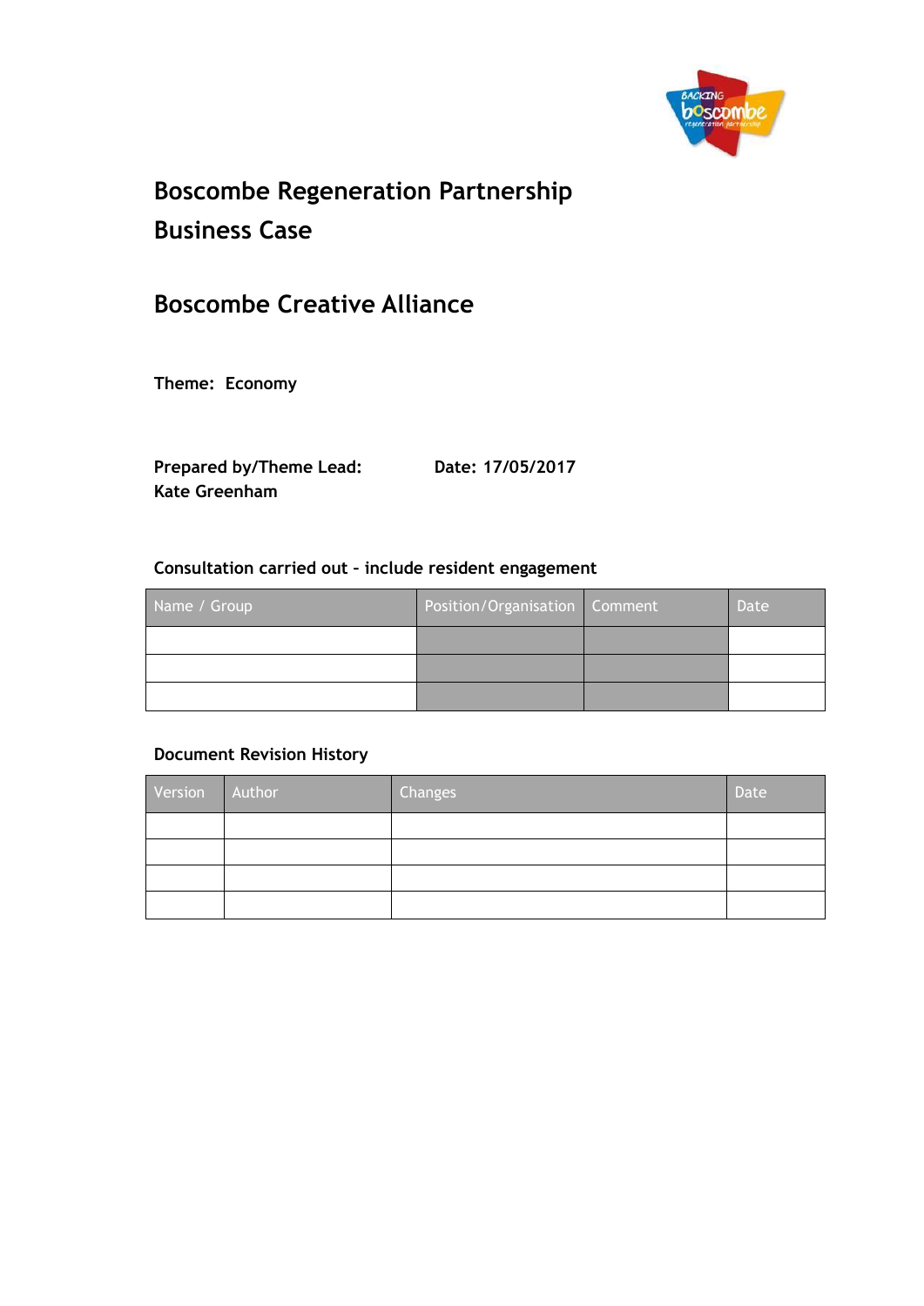# Boscombe Regeneration Partnership
# Business Case

## Boscombe Creative Alliance

**Theme: Economy**

**Prepared by/Theme Lead:** **Date: 17/05/2017**
**Kate Greenham**

### Consultation carried out – include resident engagement

| Name / Group | Position/Organisation | Comment | Date |
|---|---|---|---|
| | | | |
| | | | |
| | | | |

### Document Revision History

| Version | Author | Changes | Date |
|---|---|---|---|
| | | | |
| | | | |
| | | | |
| | | | |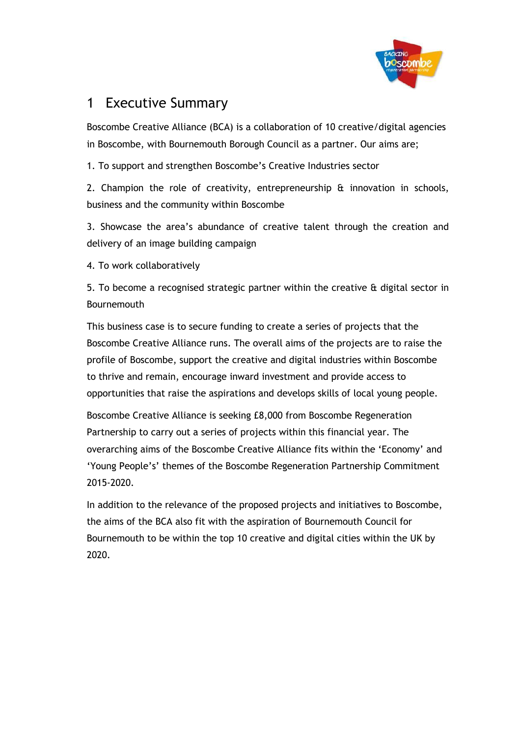# 1 Executive Summary

Boscombe Creative Alliance (BCA) is a collaboration of 10 creative/digital agencies in Boscombe, with Bournemouth Borough Council as a partner. Our aims are;

1. To support and strengthen Boscombe's Creative Industries sector

2. Champion the role of creativity, entrepreneurship & innovation in schools, business and the community within Boscombe

3. Showcase the area's abundance of creative talent through the creation and delivery of an image building campaign

4. To work collaboratively

5. To become a recognised strategic partner within the creative & digital sector in Bournemouth

This business case is to secure funding to create a series of projects that the Boscombe Creative Alliance runs. The overall aims of the projects are to raise the profile of Boscombe, support the creative and digital industries within Boscombe to thrive and remain, encourage inward investment and provide access to opportunities that raise the aspirations and develops skills of local young people.

Boscombe Creative Alliance is seeking £8,000 from Boscombe Regeneration Partnership to carry out a series of projects within this financial year. The overarching aims of the Boscombe Creative Alliance fits within the 'Economy' and 'Young People's' themes of the Boscombe Regeneration Partnership Commitment 2015-2020.

In addition to the relevance of the proposed projects and initiatives to Boscombe, the aims of the BCA also fit with the aspiration of Bournemouth Council for Bournemouth to be within the top 10 creative and digital cities within the UK by 2020.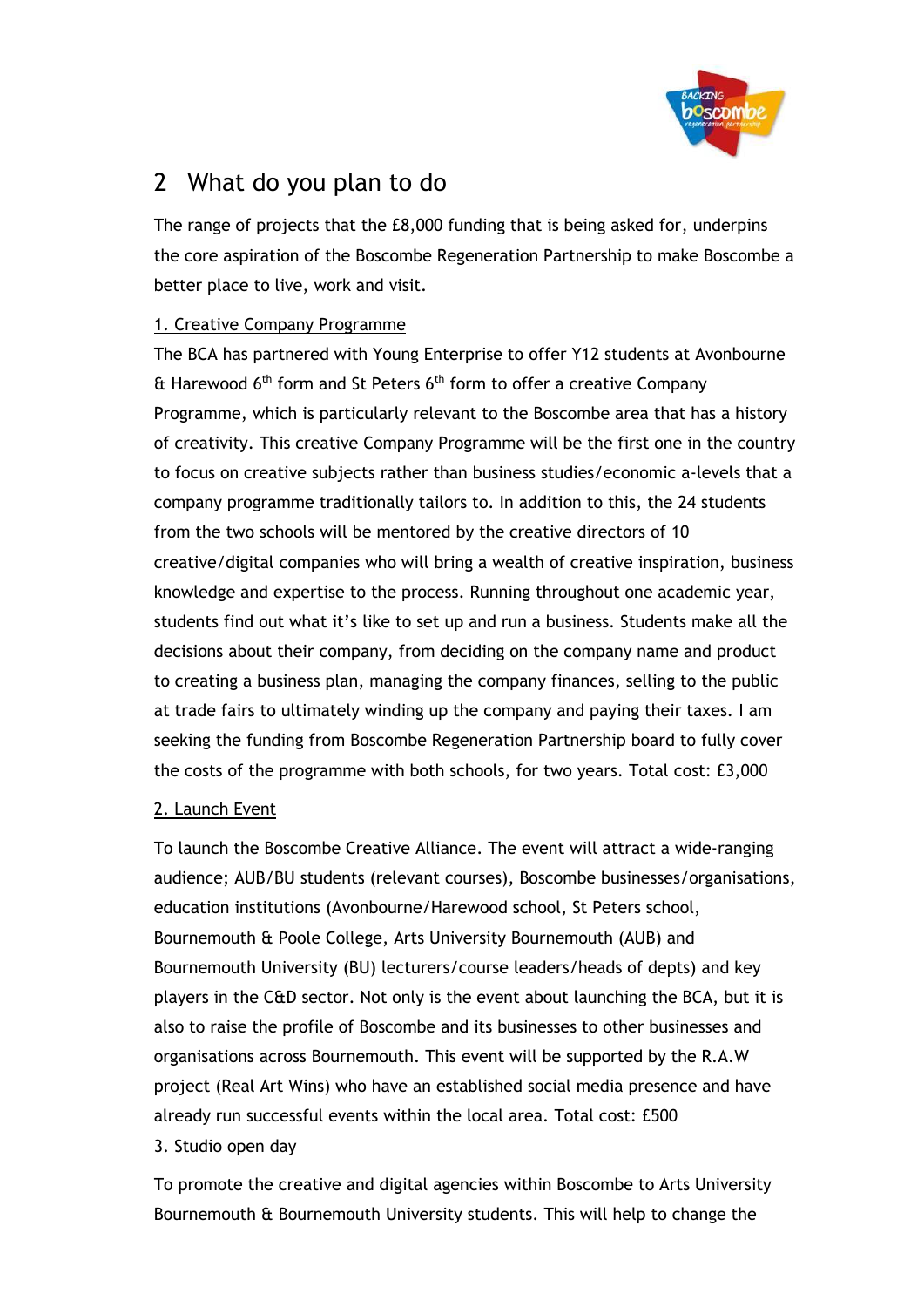## 2 What do you plan to do

The range of projects that the £8,000 funding that is being asked for, underpins the core aspiration of the Boscombe Regeneration Partnership to make Boscombe a better place to live, work and visit.

1. Creative Company Programme

The BCA has partnered with Young Enterprise to offer Y12 students at Avonbourne & Harewood 6th form and St Peters 6th form to offer a creative Company Programme, which is particularly relevant to the Boscombe area that has a history of creativity. This creative Company Programme will be the first one in the country to focus on creative subjects rather than business studies/economic a-levels that a company programme traditionally tailors to. In addition to this, the 24 students from the two schools will be mentored by the creative directors of 10 creative/digital companies who will bring a wealth of creative inspiration, business knowledge and expertise to the process. Running throughout one academic year, students find out what it's like to set up and run a business. Students make all the decisions about their company, from deciding on the company name and product to creating a business plan, managing the company finances, selling to the public at trade fairs to ultimately winding up the company and paying their taxes. I am seeking the funding from Boscombe Regeneration Partnership board to fully cover the costs of the programme with both schools, for two years. Total cost: £3,000

2. Launch Event

To launch the Boscombe Creative Alliance. The event will attract a wide-ranging audience; AUB/BU students (relevant courses), Boscombe businesses/organisations, education institutions (Avonbourne/Harewood school, St Peters school, Bournemouth & Poole College, Arts University Bournemouth (AUB) and Bournemouth University (BU) lecturers/course leaders/heads of depts) and key players in the C&D sector. Not only is the event about launching the BCA, but it is also to raise the profile of Boscombe and its businesses to other businesses and organisations across Bournemouth. This event will be supported by the R.A.W project (Real Art Wins) who have an established social media presence and have already run successful events within the local area. Total cost: £500

3. Studio open day

To promote the creative and digital agencies within Boscombe to Arts University Bournemouth & Bournemouth University students. This will help to change the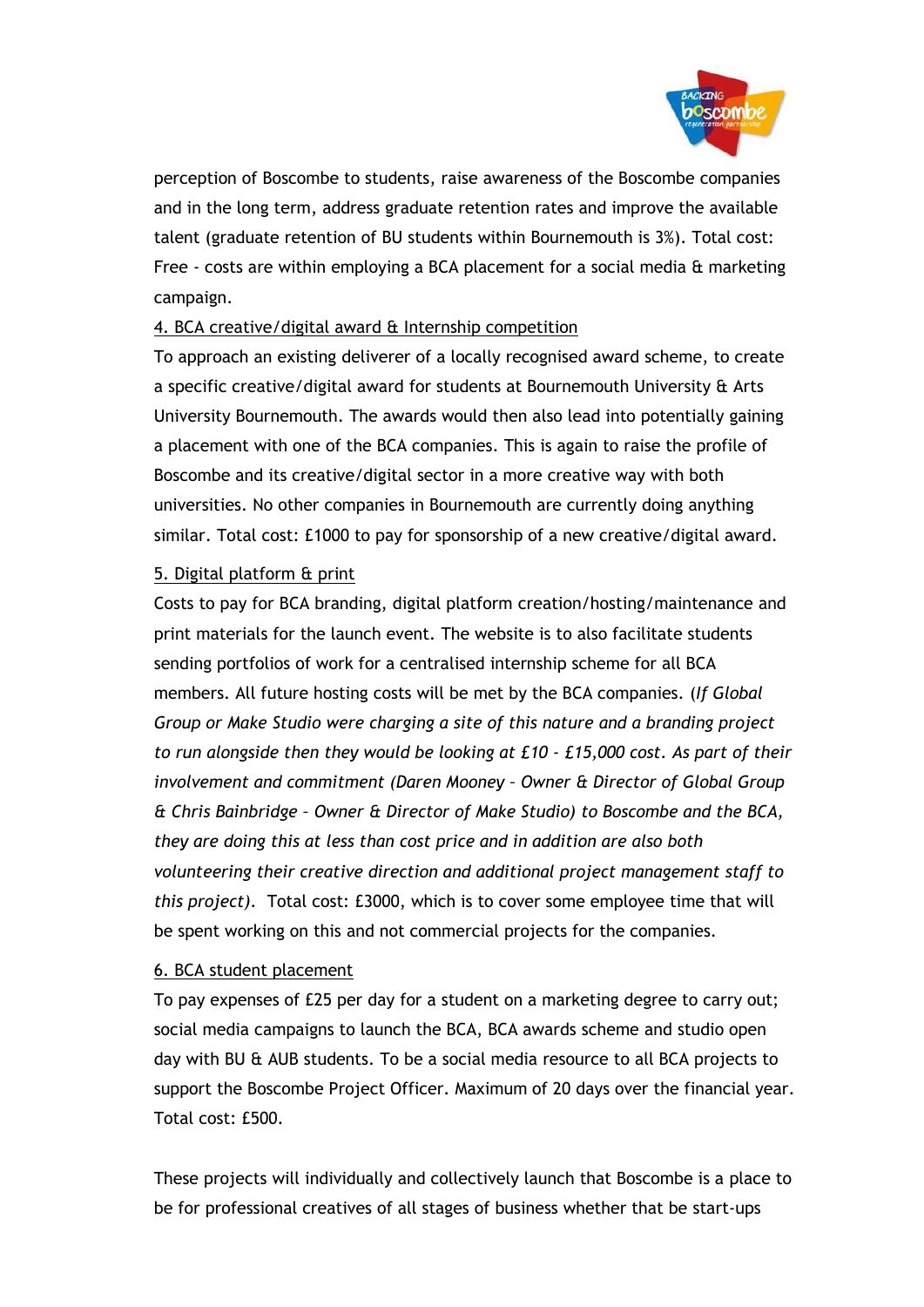perception of Boscombe to students, raise awareness of the Boscombe companies and in the long term, address graduate retention rates and improve the available talent (graduate retention of BU students within Bournemouth is 3%). Total cost: Free - costs are within employing a BCA placement for a social media & marketing campaign.

4. BCA creative/digital award & Internship competition

To approach an existing deliverer of a locally recognised award scheme, to create a specific creative/digital award for students at Bournemouth University & Arts University Bournemouth. The awards would then also lead into potentially gaining a placement with one of the BCA companies. This is again to raise the profile of Boscombe and its creative/digital sector in a more creative way with both universities. No other companies in Bournemouth are currently doing anything similar. Total cost: £1000 to pay for sponsorship of a new creative/digital award.

5. Digital platform & print

Costs to pay for BCA branding, digital platform creation/hosting/maintenance and print materials for the launch event. The website is to also facilitate students sending portfolios of work for a centralised internship scheme for all BCA members. All future hosting costs will be met by the BCA companies. (*If Global Group or Make Studio were charging a site of this nature and a branding project to run alongside then they would be looking at £10 - £15,000 cost. As part of their involvement and commitment (Daren Mooney – Owner & Director of Global Group & Chris Bainbridge – Owner & Director of Make Studio) to Boscombe and the BCA, they are doing this at less than cost price and in addition are also both volunteering their creative direction and additional project management staff to this project).* Total cost: £3000, which is to cover some employee time that will be spent working on this and not commercial projects for the companies.

6. BCA student placement

To pay expenses of £25 per day for a student on a marketing degree to carry out; social media campaigns to launch the BCA, BCA awards scheme and studio open day with BU & AUB students. To be a social media resource to all BCA projects to support the Boscombe Project Officer. Maximum of 20 days over the financial year. Total cost: £500.

These projects will individually and collectively launch that Boscombe is a place to be for professional creatives of all stages of business whether that be start-ups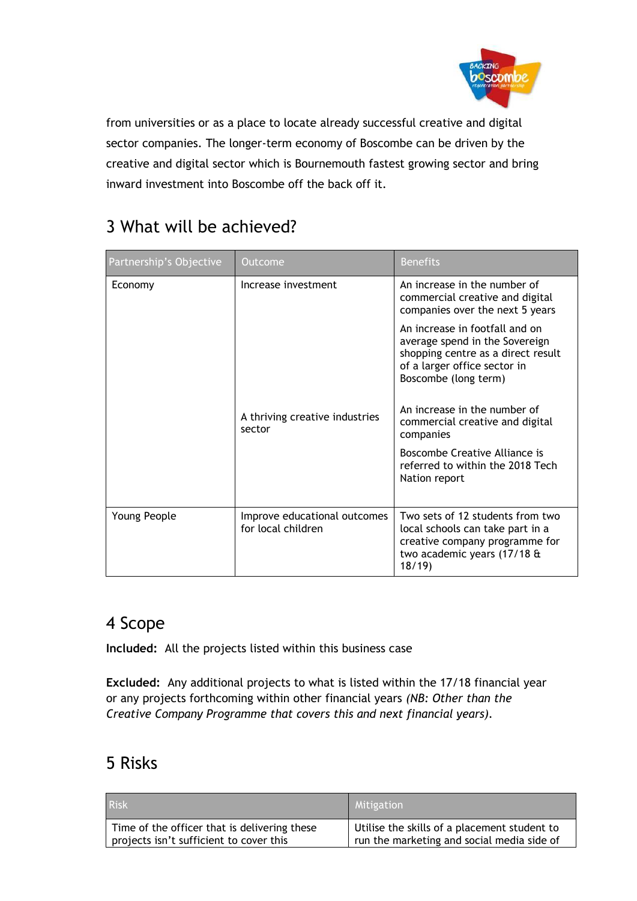from universities or as a place to locate already successful creative and digital sector companies. The longer-term economy of Boscombe can be driven by the creative and digital sector which is Bournemouth fastest growing sector and bring inward investment into Boscombe off the back off it.

## 3 What will be achieved?

| Partnership's Objective | Outcome | Benefits |
|---|---|---|
| Economy | Increase investment | An increase in the number of commercial creative and digital companies over the next 5 years<br><br>An increase in footfall and on average spend in the Sovereign shopping centre as a direct result of a larger office sector in Boscombe (long term) |
| | A thriving creative industries sector | An increase in the number of commercial creative and digital companies<br><br>Boscombe Creative Alliance is referred to within the 2018 Tech Nation report |
| Young People | Improve educational outcomes for local children | Two sets of 12 students from two local schools can take part in a creative company programme for two academic years (17/18 & 18/19) |

## 4 Scope

**Included:** All the projects listed within this business case

**Excluded:** Any additional projects to what is listed within the 17/18 financial year or any projects forthcoming within other financial years *(NB: Other than the Creative Company Programme that covers this and next financial years)*.

## 5 Risks

| Risk | Mitigation |
|---|---|
| Time of the officer that is delivering these projects isn't sufficient to cover this | Utilise the skills of a placement student to run the marketing and social media side of |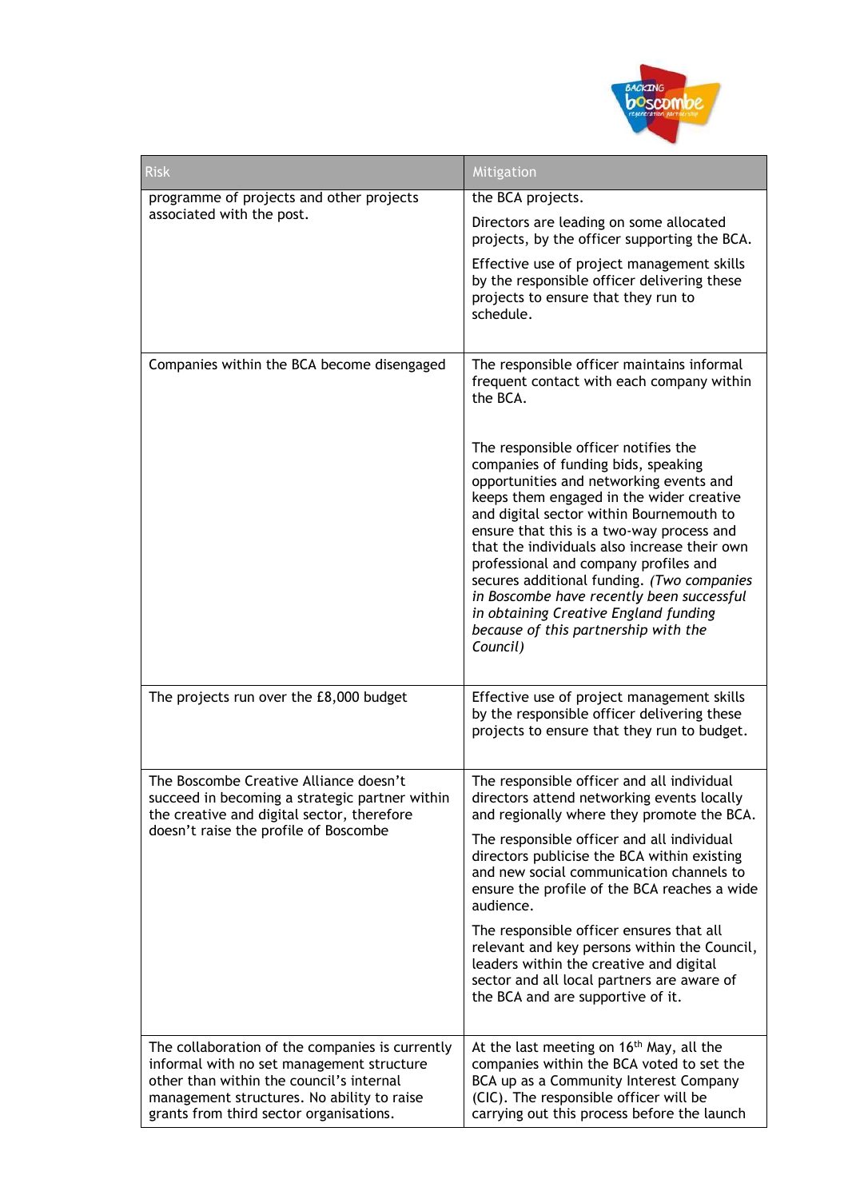| Risk | Mitigation |
| --- | --- |
| programme of projects and other projects associated with the post. | the BCA projects.<br><br>Directors are leading on some allocated projects, by the officer supporting the BCA.<br><br>Effective use of project management skills by the responsible officer delivering these projects to ensure that they run to schedule. |
| Companies within the BCA become disengaged | The responsible officer maintains informal frequent contact with each company within the BCA.<br><br>The responsible officer notifies the companies of funding bids, speaking opportunities and networking events and keeps them engaged in the wider creative and digital sector within Bournemouth to ensure that this is a two-way process and that the individuals also increase their own professional and company profiles and secures additional funding. *(Two companies in Boscombe have recently been successful in obtaining Creative England funding because of this partnership with the Council)* |
| The projects run over the £8,000 budget | Effective use of project management skills by the responsible officer delivering these projects to ensure that they run to budget. |
| The Boscombe Creative Alliance doesn't succeed in becoming a strategic partner within the creative and digital sector, therefore doesn't raise the profile of Boscombe | The responsible officer and all individual directors attend networking events locally and regionally where they promote the BCA.<br><br>The responsible officer and all individual directors publicise the BCA within existing and new social communication channels to ensure the profile of the BCA reaches a wide audience.<br><br>The responsible officer ensures that all relevant and key persons within the Council, leaders within the creative and digital sector and all local partners are aware of the BCA and are supportive of it. |
| The collaboration of the companies is currently informal with no set management structure other than within the council's internal management structures. No ability to raise grants from third sector organisations. | At the last meeting on 16th May, all the companies within the BCA voted to set the BCA up as a Community Interest Company (CIC). The responsible officer will be carrying out this process before the launch |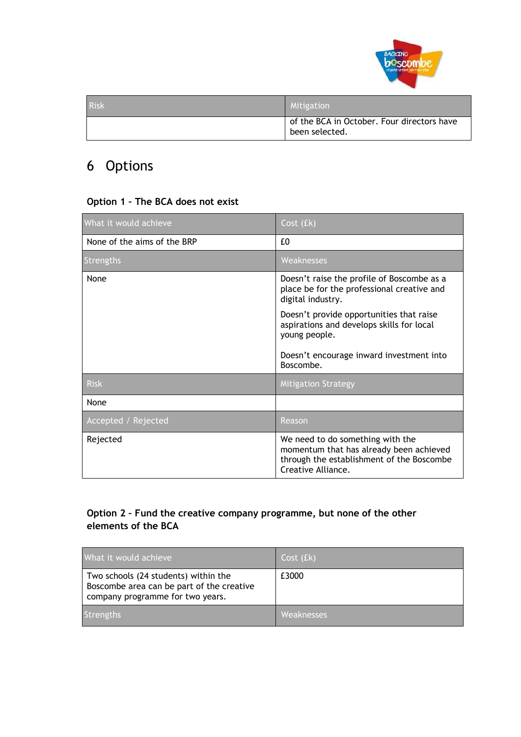| Risk | Mitigation |
|---|---|
| | of the BCA in October. Four directors have been selected. |

# 6 Options

### Option 1 – The BCA does not exist

| What it would achieve | Cost (£k) |
|---|---|
| None of the aims of the BRP | £0 |
| **Strengths** | **Weaknesses** |
| None | Doesn't raise the profile of Boscombe as a place be for the professional creative and digital industry.<br><br>Doesn't provide opportunities that raise aspirations and develops skills for local young people.<br><br>Doesn't encourage inward investment into Boscombe. |
| **Risk** | **Mitigation Strategy** |
| None | |
| **Accepted / Rejected** | **Reason** |
| Rejected | We need to do something with the momentum that has already been achieved through the establishment of the Boscombe Creative Alliance. |

### Option 2 – Fund the creative company programme, but none of the other elements of the BCA

| What it would achieve | Cost (£k) |
|---|---|
| Two schools (24 students) within the Boscombe area can be part of the creative company programme for two years. | £3000 |
| **Strengths** | **Weaknesses** |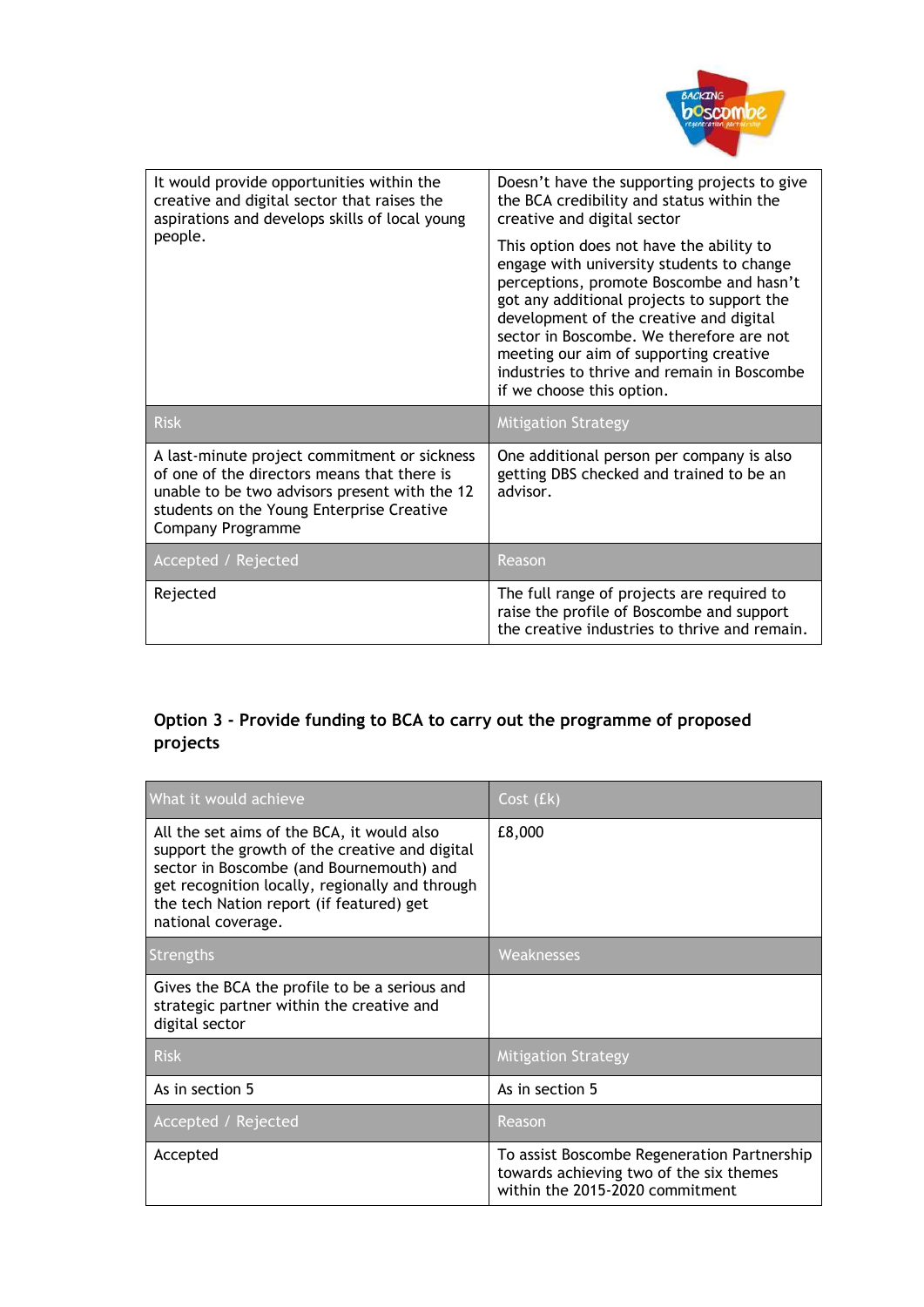| | |
|---|---|
| It would provide opportunities within the creative and digital sector that raises the aspirations and develops skills of local young people. | Doesn't have the supporting projects to give the BCA credibility and status within the creative and digital sector<br><br>This option does not have the ability to engage with university students to change perceptions, promote Boscombe and hasn't got any additional projects to support the development of the creative and digital sector in Boscombe. We therefore are not meeting our aim of supporting creative industries to thrive and remain in Boscombe if we choose this option. |
| **Risk** | **Mitigation Strategy** |
| A last-minute project commitment or sickness of one of the directors means that there is unable to be two advisors present with the 12 students on the Young Enterprise Creative Company Programme | One additional person per company is also getting DBS checked and trained to be an advisor. |
| **Accepted / Rejected** | **Reason** |
| Rejected | The full range of projects are required to raise the profile of Boscombe and support the creative industries to thrive and remain. |

### Option 3 - Provide funding to BCA to carry out the programme of proposed projects

| What it would achieve | Cost (£k) |
|---|---|
| All the set aims of the BCA, it would also support the growth of the creative and digital sector in Boscombe (and Bournemouth) and get recognition locally, regionally and through the tech Nation report (if featured) get national coverage. | £8,000 |
| **Strengths** | **Weaknesses** |
| Gives the BCA the profile to be a serious and strategic partner within the creative and digital sector | |
| **Risk** | **Mitigation Strategy** |
| As in section 5 | As in section 5 |
| **Accepted / Rejected** | **Reason** |
| Accepted | To assist Boscombe Regeneration Partnership towards achieving two of the six themes within the 2015-2020 commitment |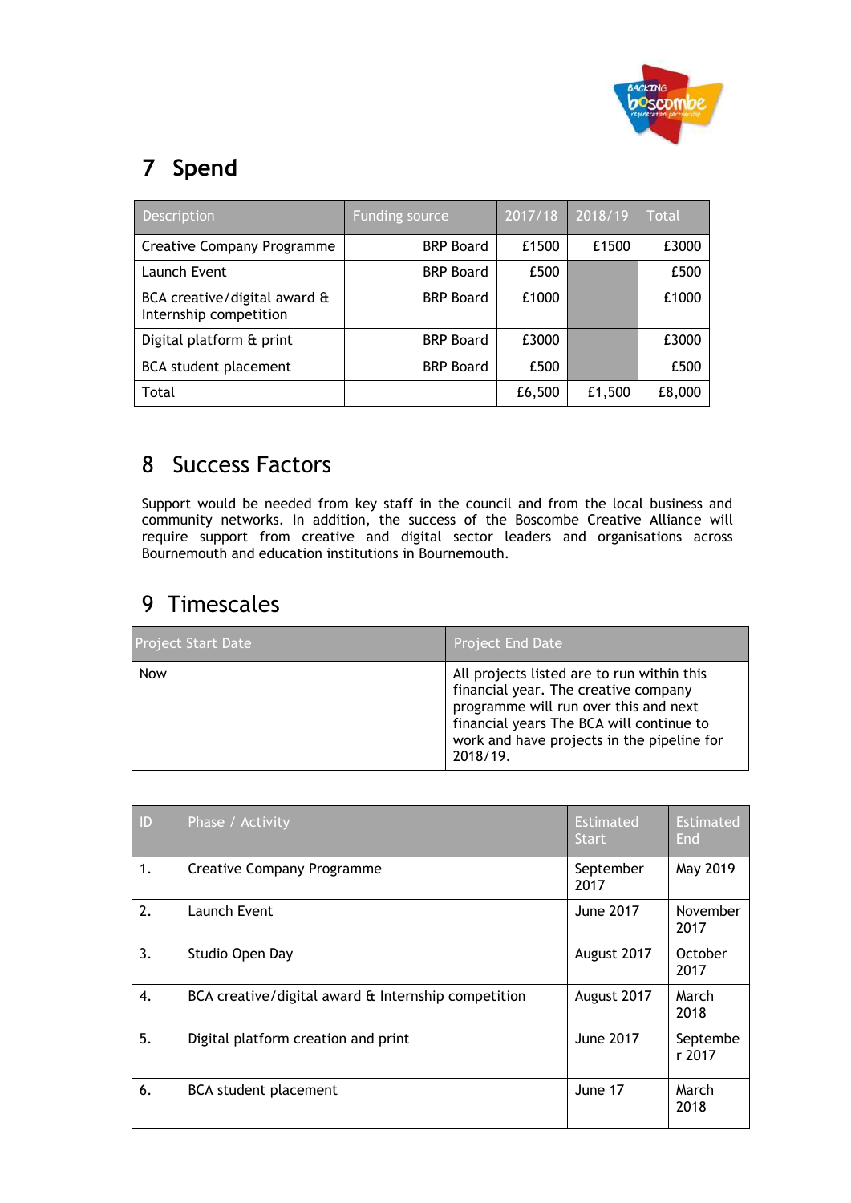# 7 Spend

| Description | Funding source | 2017/18 | 2018/19 | Total |
|---|---|---|---|---|
| Creative Company Programme | BRP Board | £1500 | £1500 | £3000 |
| Launch Event | BRP Board | £500 | | £500 |
| BCA creative/digital award & Internship competition | BRP Board | £1000 | | £1000 |
| Digital platform & print | BRP Board | £3000 | | £3000 |
| BCA student placement | BRP Board | £500 | | £500 |
| Total | | £6,500 | £1,500 | £8,000 |

# 8 Success Factors

Support would be needed from key staff in the council and from the local business and community networks. In addition, the success of the Boscombe Creative Alliance will require support from creative and digital sector leaders and organisations across Bournemouth and education institutions in Bournemouth.

# 9 Timescales

| Project Start Date | Project End Date |
|---|---|
| Now | All projects listed are to run within this financial year. The creative company programme will run over this and next financial years The BCA will continue to work and have projects in the pipeline for 2018/19. |

| ID | Phase / Activity | Estimated Start | Estimated End |
|---|---|---|---|
| 1. | Creative Company Programme | September 2017 | May 2019 |
| 2. | Launch Event | June 2017 | November 2017 |
| 3. | Studio Open Day | August 2017 | October 2017 |
| 4. | BCA creative/digital award & Internship competition | August 2017 | March 2018 |
| 5. | Digital platform creation and print | June 2017 | September 2017 |
| 6. | BCA student placement | June 17 | March 2018 |